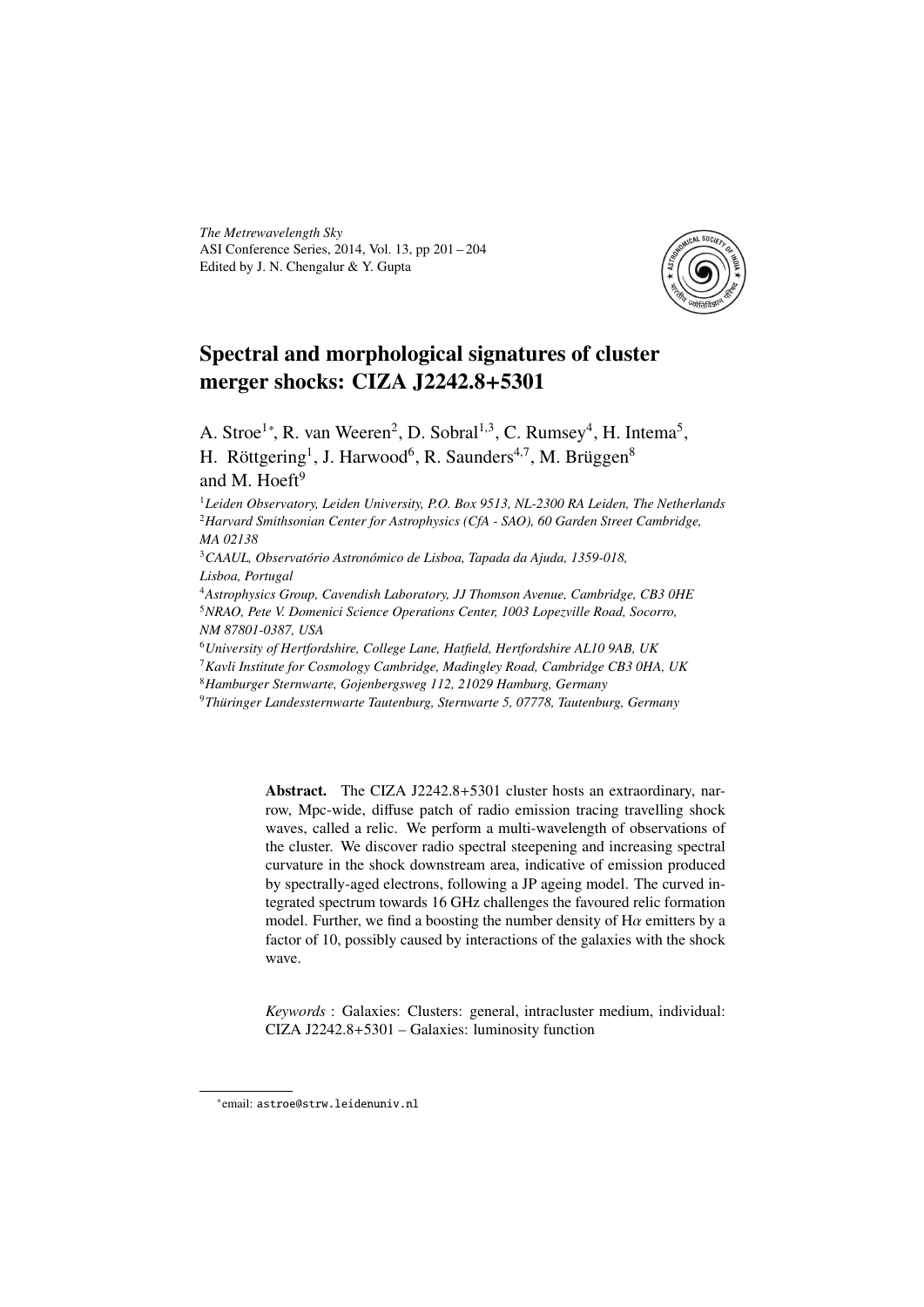*The Metrewavelength Sky*
ASI Conference Series, 2014, Vol. 13, pp 201 – 204
Edited by J. N. Chengalur & Y. Gupta

# Spectral and morphological signatures of cluster merger shocks: CIZA J2242.8+5301

A. Stroe[1*], R. van Weeren[2], D. Sobral[1,3], C. Rumsey[4], H. Intema[5], H. Röttgering[1], J. Harwood[6], R. Saunders[4,7], M. Brüggen[8] and M. Hoeft[9]

[1]*Leiden Observatory, Leiden University, P.O. Box 9513, NL-2300 RA Leiden, The Netherlands*
[2]*Harvard Smithsonian Center for Astrophysics (CfA - SAO), 60 Garden Street Cambridge, MA 02138*
[3]*CAAUL, Observatório Astronómico de Lisboa, Tapada da Ajuda, 1359-018, Lisboa, Portugal*
[4]*Astrophysics Group, Cavendish Laboratory, JJ Thomson Avenue, Cambridge, CB3 0HE*
[5]*NRAO, Pete V. Domenici Science Operations Center, 1003 Lopezville Road, Socorro, NM 87801-0387, USA*
[6]*University of Hertfordshire, College Lane, Hatfield, Hertfordshire AL10 9AB, UK*
[7]*Kavli Institute for Cosmology Cambridge, Madingley Road, Cambridge CB3 0HA, UK*
[8]*Hamburger Sternwarte, Gojenbergsweg 112, 21029 Hamburg, Germany*
[9]*Thüringer Landessternwarte Tautenburg, Sternwarte 5, 07778, Tautenburg, Germany*

**Abstract.** The CIZA J2242.8+5301 cluster hosts an extraordinary, narrow, Mpc-wide, diffuse patch of radio emission tracing travelling shock waves, called a relic. We perform a multi-wavelength of observations of the cluster. We discover radio spectral steepening and increasing spectral curvature in the shock downstream area, indicative of emission produced by spectrally-aged electrons, following a JP ageing model. The curved integrated spectrum towards 16 GHz challenges the favoured relic formation model. Further, we find a boosting the number density of H$\alpha$ emitters by a factor of 10, possibly caused by interactions of the galaxies with the shock wave.

*Keywords* : Galaxies: Clusters: general, intracluster medium, individual: CIZA J2242.8+5301 – Galaxies: luminosity function

*email: astroe@strw.leidenuniv.nl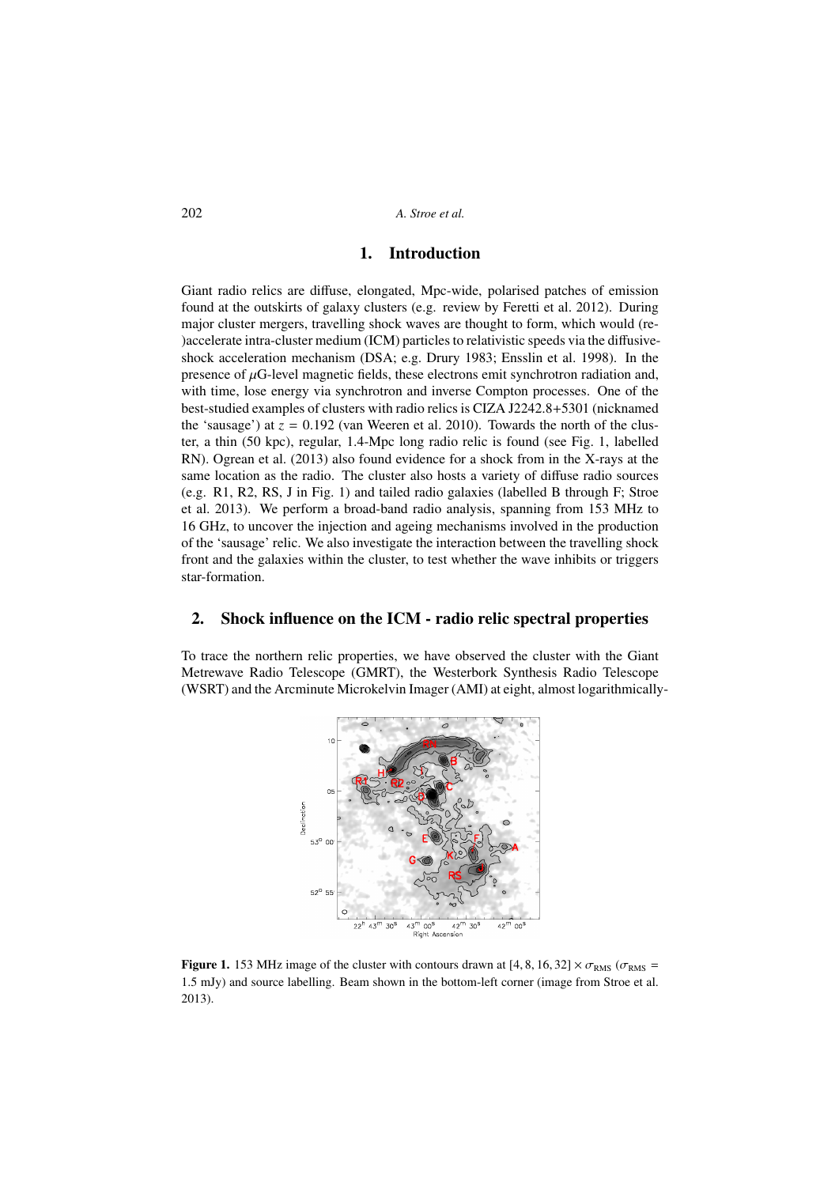## 1. Introduction

Giant radio relics are diffuse, elongated, Mpc-wide, polarised patches of emission found at the outskirts of galaxy clusters (e.g. review by Feretti et al. 2012). During major cluster mergers, travelling shock waves are thought to form, which would (re-)accelerate intra-cluster medium (ICM) particles to relativistic speeds via the diffusive-shock acceleration mechanism (DSA; e.g. Drury 1983; Ensslin et al. 1998). In the presence of $\mu$G-level magnetic fields, these electrons emit synchrotron radiation and, with time, lose energy via synchrotron and inverse Compton processes. One of the best-studied examples of clusters with radio relics is CIZA J2242.8+5301 (nicknamed the 'sausage') at $z = 0.192$ (van Weeren et al. 2010). Towards the north of the cluster, a thin (50 kpc), regular, 1.4-Mpc long radio relic is found (see Fig. 1, labelled RN). Ogrean et al. (2013) also found evidence for a shock from in the X-rays at the same location as the radio. The cluster also hosts a variety of diffuse radio sources (e.g. R1, R2, RS, J in Fig. 1) and tailed radio galaxies (labelled B through F; Stroe et al. 2013). We perform a broad-band radio analysis, spanning from 153 MHz to 16 GHz, to uncover the injection and ageing mechanisms involved in the production of the 'sausage' relic. We also investigate the interaction between the travelling shock front and the galaxies within the cluster, to test whether the wave inhibits or triggers star-formation.

## 2. Shock influence on the ICM - radio relic spectral properties

To trace the northern relic properties, we have observed the cluster with the Giant Metrewave Radio Telescope (GMRT), the Westerbork Synthesis Radio Telescope (WSRT) and the Arcminute Microkelvin Imager (AMI) at eight, almost logarithmically-

**Figure 1.** 153 MHz image of the cluster with contours drawn at $[4, 8, 16, 32] \times \sigma_{\mathrm{RMS}}$ ($\sigma_{\mathrm{RMS}}$ = 1.5 mJy) and source labelling. Beam shown in the bottom-left corner (image from Stroe et al. 2013).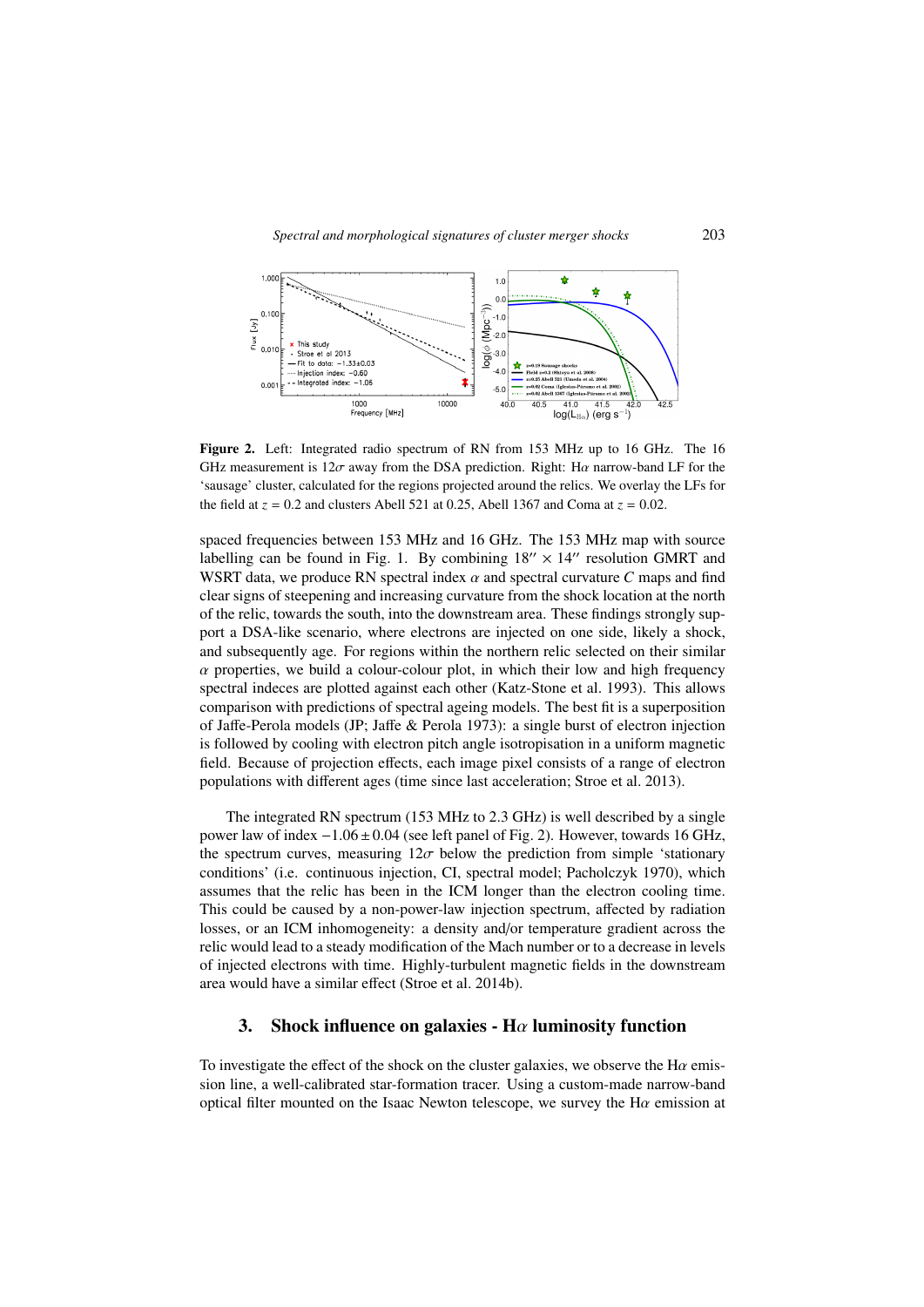**Figure 2.** Left: Integrated radio spectrum of RN from 153 MHz up to 16 GHz. The 16 GHz measurement is $12\sigma$ away from the DSA prediction. Right: H$\alpha$ narrow-band LF for the 'sausage' cluster, calculated for the regions projected around the relics. We overlay the LFs for the field at $z = 0.2$ and clusters Abell 521 at 0.25, Abell 1367 and Coma at $z = 0.02$.

spaced frequencies between 153 MHz and 16 GHz. The 153 MHz map with source labelling can be found in Fig. 1. By combining $18'' \times 14''$ resolution GMRT and WSRT data, we produce RN spectral index $\alpha$ and spectral curvature $C$ maps and find clear signs of steepening and increasing curvature from the shock location at the north of the relic, towards the south, into the downstream area. These findings strongly support a DSA-like scenario, where electrons are injected on one side, likely a shock, and subsequently age. For regions within the northern relic selected on their similar $\alpha$ properties, we build a colour-colour plot, in which their low and high frequency spectral indeces are plotted against each other (Katz-Stone et al. 1993). This allows comparison with predictions of spectral ageing models. The best fit is a superposition of Jaffe-Perola models (JP; Jaffe & Perola 1973): a single burst of electron injection is followed by cooling with electron pitch angle isotropisation in a uniform magnetic field. Because of projection effects, each image pixel consists of a range of electron populations with different ages (time since last acceleration; Stroe et al. 2013).

The integrated RN spectrum (153 MHz to 2.3 GHz) is well described by a single power law of index $-1.06 \pm 0.04$ (see left panel of Fig. 2). However, towards 16 GHz, the spectrum curves, measuring $12\sigma$ below the prediction from simple 'stationary conditions' (i.e. continuous injection, CI, spectral model; Pacholczyk 1970), which assumes that the relic has been in the ICM longer than the electron cooling time. This could be caused by a non-power-law injection spectrum, affected by radiation losses, or an ICM inhomogeneity: a density and/or temperature gradient across the relic would lead to a steady modification of the Mach number or to a decrease in levels of injected electrons with time. Highly-turbulent magnetic fields in the downstream area would have a similar effect (Stroe et al. 2014b).

## 3. Shock influence on galaxies - H$\alpha$ luminosity function

To investigate the effect of the shock on the cluster galaxies, we observe the H$\alpha$ emission line, a well-calibrated star-formation tracer. Using a custom-made narrow-band optical filter mounted on the Isaac Newton telescope, we survey the H$\alpha$ emission at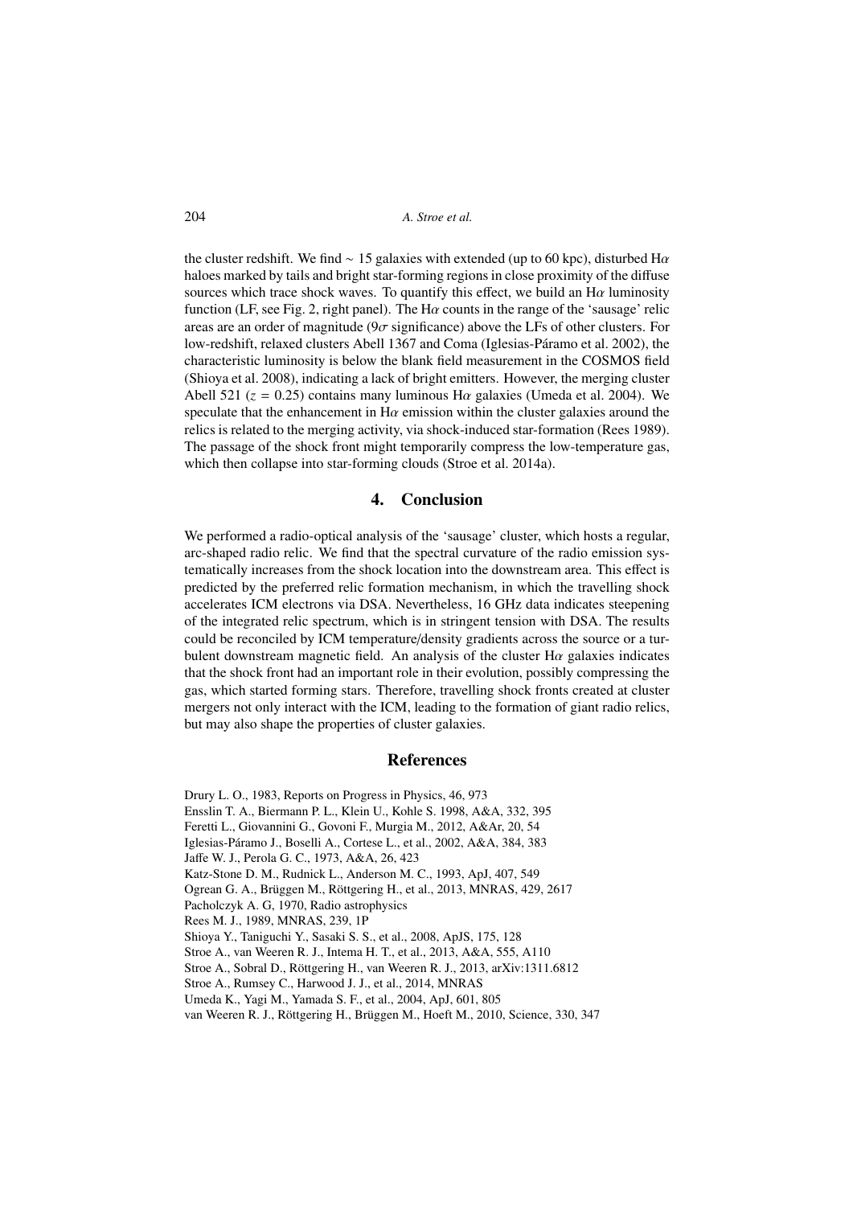the cluster redshift. We find ~ 15 galaxies with extended (up to 60 kpc), disturbed H$\alpha$ haloes marked by tails and bright star-forming regions in close proximity of the diffuse sources which trace shock waves. To quantify this effect, we build an H$\alpha$ luminosity function (LF, see Fig. 2, right panel). The H$\alpha$ counts in the range of the 'sausage' relic areas are an order of magnitude (9$\sigma$ significance) above the LFs of other clusters. For low-redshift, relaxed clusters Abell 1367 and Coma (Iglesias-Páramo et al. 2002), the characteristic luminosity is below the blank field measurement in the COSMOS field (Shioya et al. 2008), indicating a lack of bright emitters. However, the merging cluster Abell 521 ($z = 0.25$) contains many luminous H$\alpha$ galaxies (Umeda et al. 2004). We speculate that the enhancement in H$\alpha$ emission within the cluster galaxies around the relics is related to the merging activity, via shock-induced star-formation (Rees 1989). The passage of the shock front might temporarily compress the low-temperature gas, which then collapse into star-forming clouds (Stroe et al. 2014a).

## 4. Conclusion

We performed a radio-optical analysis of the 'sausage' cluster, which hosts a regular, arc-shaped radio relic. We find that the spectral curvature of the radio emission systematically increases from the shock location into the downstream area. This effect is predicted by the preferred relic formation mechanism, in which the travelling shock accelerates ICM electrons via DSA. Nevertheless, 16 GHz data indicates steepening of the integrated relic spectrum, which is in stringent tension with DSA. The results could be reconciled by ICM temperature/density gradients across the source or a turbulent downstream magnetic field. An analysis of the cluster H$\alpha$ galaxies indicates that the shock front had an important role in their evolution, possibly compressing the gas, which started forming stars. Therefore, travelling shock fronts created at cluster mergers not only interact with the ICM, leading to the formation of giant radio relics, but may also shape the properties of cluster galaxies.

## References

Drury L. O., 1983, Reports on Progress in Physics, 46, 973
Ensslin T. A., Biermann P. L., Klein U., Kohle S. 1998, A&A, 332, 395
Feretti L., Giovannini G., Govoni F., Murgia M., 2012, A&ARr, 20, 54
Iglesias-Páramo J., Boselli A., Cortese L., et al., 2002, A&A, 384, 383
Jaffe W. J., Perola G. C., 1973, A&A, 26, 423
Katz-Stone D. M., Rudnick L., Anderson M. C., 1993, ApJ, 407, 549
Ogrean G. A., Brüggen M., Röttgering H., et al., 2013, MNRAS, 429, 2617
Pacholczyk A. G, 1970, Radio astrophysics
Rees M. J., 1989, MNRAS, 239, 1P
Shioya Y., Taniguchi Y., Sasaki S. S., et al., 2008, ApJS, 175, 128
Stroe A., van Weeren R. J., Intema H. T., et al., 2013, A&A, 555, A110
Stroe A., Sobral D., Röttgering H., van Weeren R. J., 2013, arXiv:1311.6812
Stroe A., Rumsey C., Harwood J. J., et al., 2014, MNRAS
Umeda K., Yagi M., Yamada S. F., et al., 2004, ApJ, 601, 805
van Weeren R. J., Röttgering H., Brüggen M., Hoeft M., 2010, Science, 330, 347